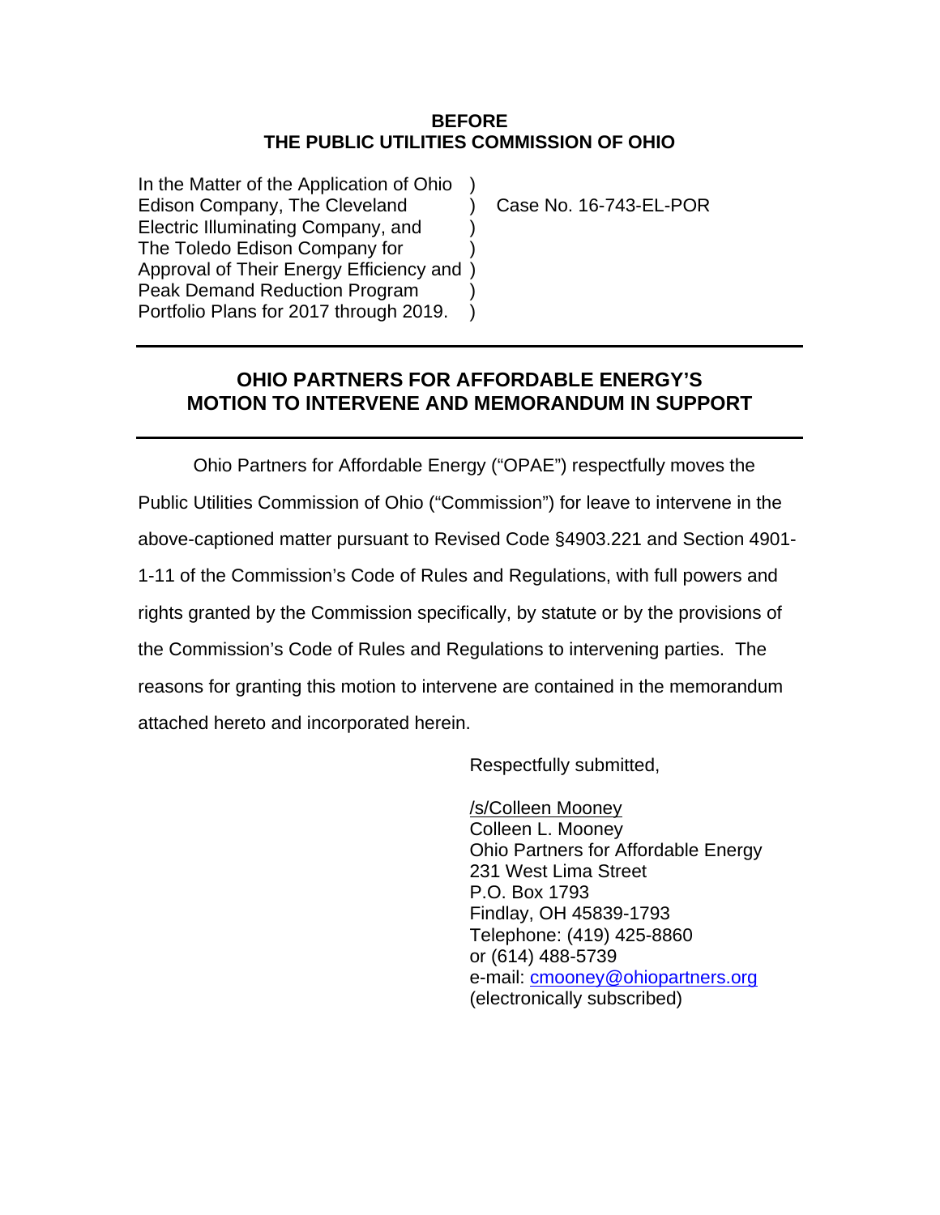**BEFORE**
**THE PUBLIC UTILITIES COMMISSION OF OHIO**

In the Matter of the Application of Ohio )
Edison Company, The Cleveland ) Case No. 16-743-EL-POR
Electric Illuminating Company, and )
The Toledo Edison Company for )
Approval of Their Energy Efficiency and )
Peak Demand Reduction Program )
Portfolio Plans for 2017 through 2019. )

---

## OHIO PARTNERS FOR AFFORDABLE ENERGY'S MOTION TO INTERVENE AND MEMORANDUM IN SUPPORT

---

Ohio Partners for Affordable Energy ("OPAE") respectfully moves the Public Utilities Commission of Ohio ("Commission") for leave to intervene in the above-captioned matter pursuant to Revised Code §4903.221 and Section 4901-1-11 of the Commission's Code of Rules and Regulations, with full powers and rights granted by the Commission specifically, by statute or by the provisions of the Commission's Code of Rules and Regulations to intervening parties. The reasons for granting this motion to intervene are contained in the memorandum attached hereto and incorporated herein.

Respectfully submitted,

/s/Colleen Mooney
Colleen L. Mooney
Ohio Partners for Affordable Energy
231 West Lima Street
P.O. Box 1793
Findlay, OH 45839-1793
Telephone: (419) 425-8860
or (614) 488-5739
e-mail: cmooney@ohiopartners.org
(electronically subscribed)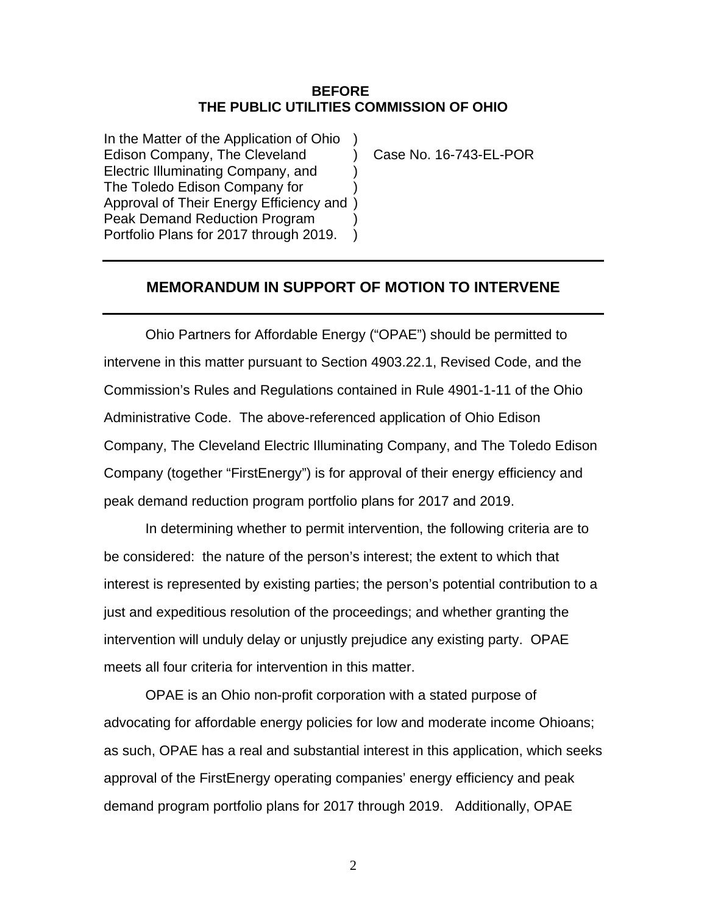**BEFORE**
**THE PUBLIC UTILITIES COMMISSION OF OHIO**

| | | |
|---|---|---|
| In the Matter of the Application of Ohio Edison Company, The Cleveland Electric Illuminating Company, and The Toledo Edison Company for Approval of Their Energy Efficiency and Peak Demand Reduction Program Portfolio Plans for 2017 through 2019. | ) | Case No. 16-743-EL-POR |

---

## MEMORANDUM IN SUPPORT OF MOTION TO INTERVENE

---

Ohio Partners for Affordable Energy ("OPAE") should be permitted to intervene in this matter pursuant to Section 4903.22.1, Revised Code, and the Commission's Rules and Regulations contained in Rule 4901-1-11 of the Ohio Administrative Code. The above-referenced application of Ohio Edison Company, The Cleveland Electric Illuminating Company, and The Toledo Edison Company (together "FirstEnergy") is for approval of their energy efficiency and peak demand reduction program portfolio plans for 2017 and 2019.

In determining whether to permit intervention, the following criteria are to be considered: the nature of the person's interest; the extent to which that interest is represented by existing parties; the person's potential contribution to a just and expeditious resolution of the proceedings; and whether granting the intervention will unduly delay or unjustly prejudice any existing party. OPAE meets all four criteria for intervention in this matter.

OPAE is an Ohio non-profit corporation with a stated purpose of advocating for affordable energy policies for low and moderate income Ohioans; as such, OPAE has a real and substantial interest in this application, which seeks approval of the FirstEnergy operating companies' energy efficiency and peak demand program portfolio plans for 2017 through 2019. Additionally, OPAE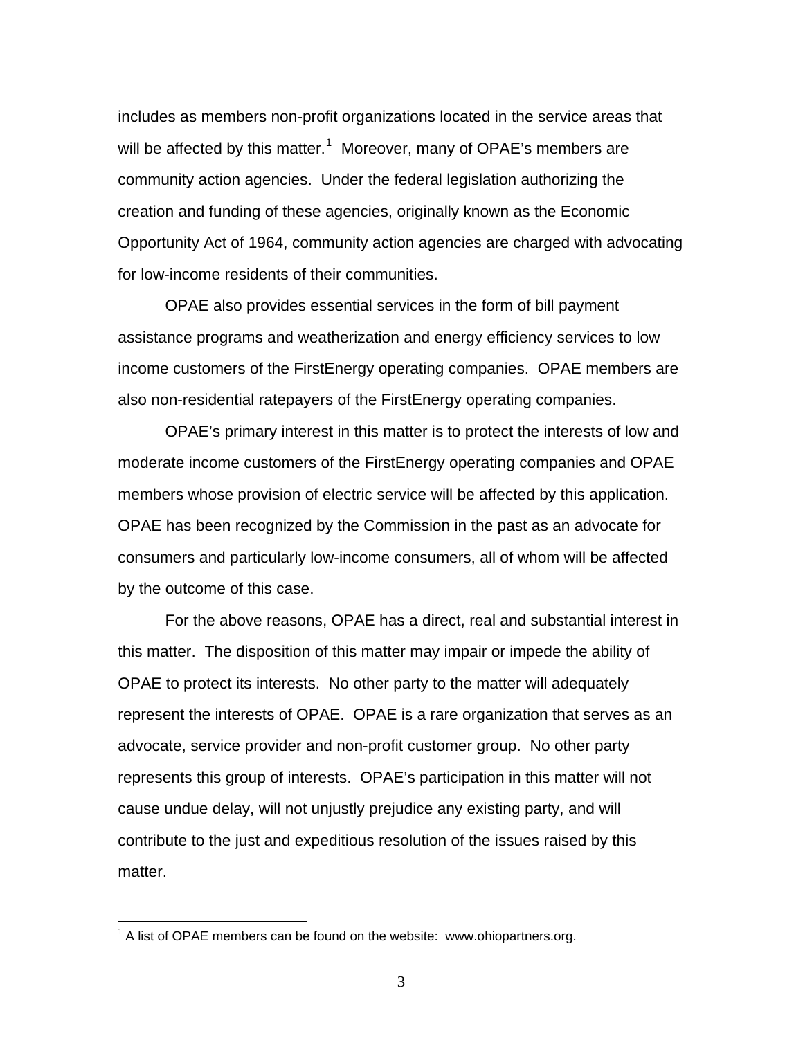includes as members non-profit organizations located in the service areas that will be affected by this matter.[1] Moreover, many of OPAE's members are community action agencies. Under the federal legislation authorizing the creation and funding of these agencies, originally known as the Economic Opportunity Act of 1964, community action agencies are charged with advocating for low-income residents of their communities.

OPAE also provides essential services in the form of bill payment assistance programs and weatherization and energy efficiency services to low income customers of the FirstEnergy operating companies. OPAE members are also non-residential ratepayers of the FirstEnergy operating companies.

OPAE's primary interest in this matter is to protect the interests of low and moderate income customers of the FirstEnergy operating companies and OPAE members whose provision of electric service will be affected by this application. OPAE has been recognized by the Commission in the past as an advocate for consumers and particularly low-income consumers, all of whom will be affected by the outcome of this case.

For the above reasons, OPAE has a direct, real and substantial interest in this matter. The disposition of this matter may impair or impede the ability of OPAE to protect its interests. No other party to the matter will adequately represent the interests of OPAE. OPAE is a rare organization that serves as an advocate, service provider and non-profit customer group. No other party represents this group of interests. OPAE's participation in this matter will not cause undue delay, will not unjustly prejudice any existing party, and will contribute to the just and expeditious resolution of the issues raised by this matter.

[1] A list of OPAE members can be found on the website: www.ohiopartners.org.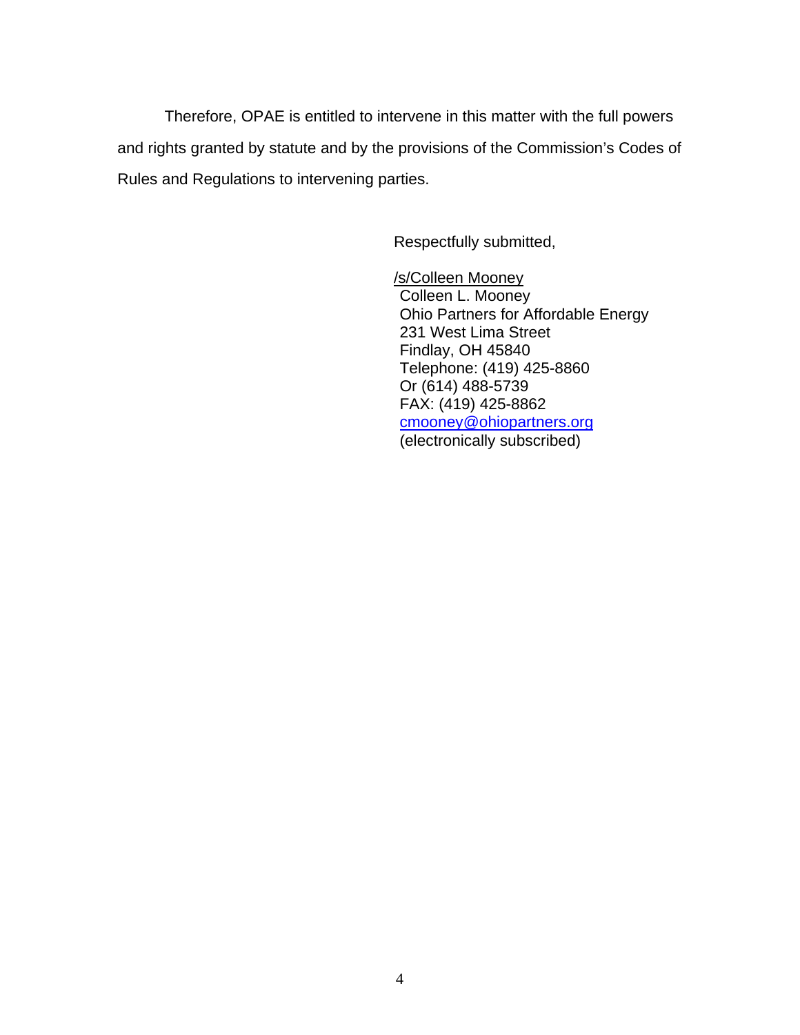Therefore, OPAE is entitled to intervene in this matter with the full powers and rights granted by statute and by the provisions of the Commission's Codes of Rules and Regulations to intervening parties.

Respectfully submitted,

/s/Colleen Mooney
Colleen L. Mooney
Ohio Partners for Affordable Energy
231 West Lima Street
Findlay, OH 45840
Telephone: (419) 425-8860
Or (614) 488-5739
FAX: (419) 425-8862
cmooney@ohiopartners.org
(electronically subscribed)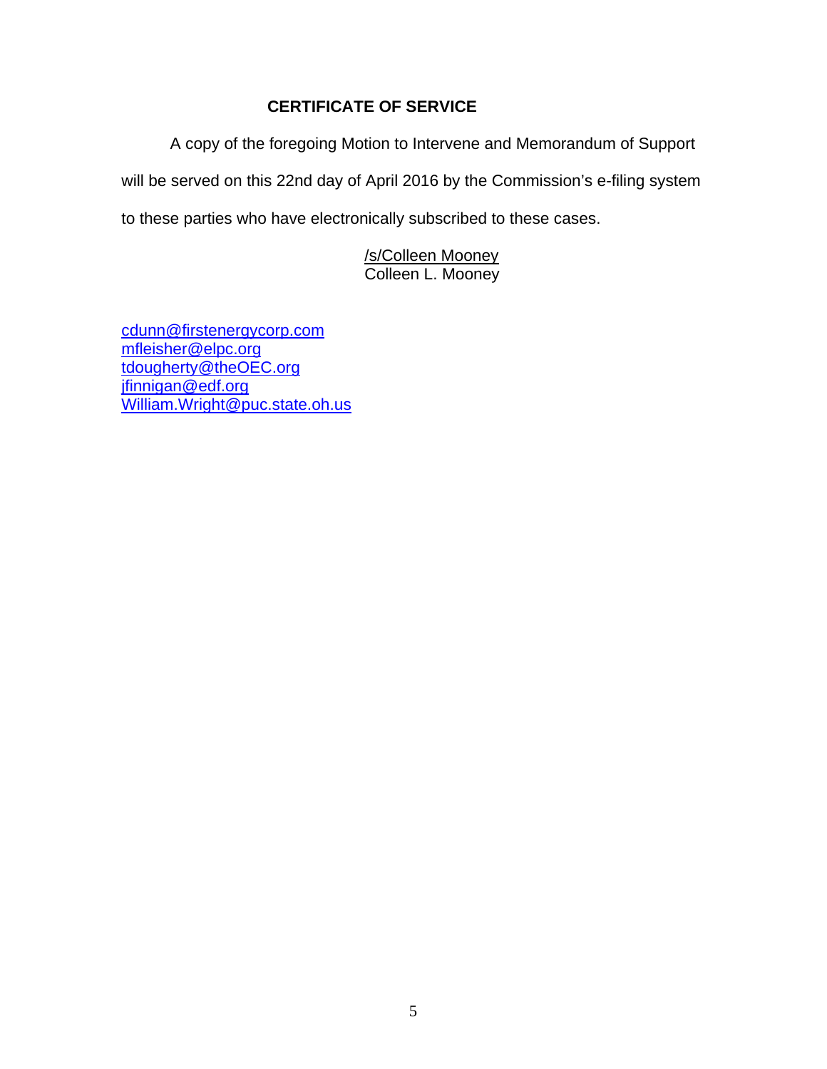## CERTIFICATE OF SERVICE

A copy of the foregoing Motion to Intervene and Memorandum of Support will be served on this 22nd day of April 2016 by the Commission's e-filing system to these parties who have electronically subscribed to these cases.

/s/Colleen Mooney
Colleen L. Mooney

cdunn@firstenergycorp.com
mfleisher@elpc.org
tdougherty@theOEC.org
jfinnigan@edf.org
William.Wright@puc.state.oh.us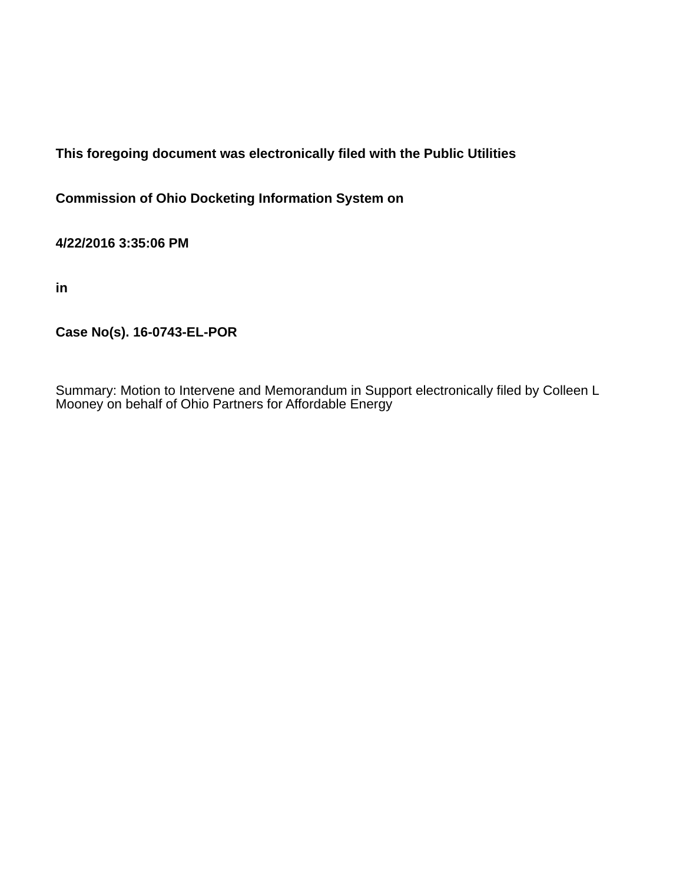**This foregoing document was electronically filed with the Public Utilities**

**Commission of Ohio Docketing Information System on**

**4/22/2016 3:35:06 PM**

**in**

**Case No(s). 16-0743-EL-POR**

Summary: Motion to Intervene and Memorandum in Support electronically filed by Colleen L Mooney on behalf of Ohio Partners for Affordable Energy